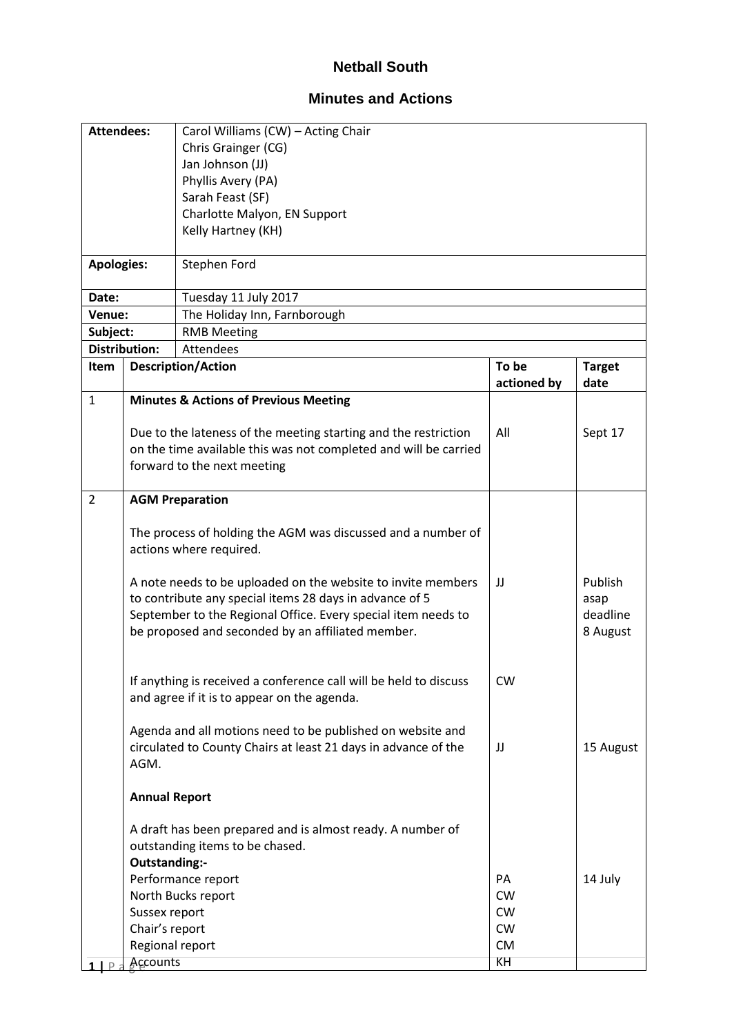**Netball South**

**Minutes and Actions**

| | |
|---|---|
| **Attendees:** | Carol Williams (CW) – Acting Chair<br>Chris Grainger (CG)<br>Jan Johnson (JJ)<br>Phyllis Avery (PA)<br>Sarah Feast (SF)<br>Charlotte Malyon, EN Support<br>Kelly Hartney (KH) |
| **Apologies:** | Stephen Ford |
| **Date:** | Tuesday 11 July 2017 |
| **Venue:** | The Holiday Inn, Farnborough |
| **Subject:** | RMB Meeting |
| **Distribution:** | Attendees |

| Item | Description/Action | To be actioned by | Target date |
|---|---|---|---|
| 1 | **Minutes & Actions of Previous Meeting** | | |
| | Due to the lateness of the meeting starting and the restriction on the time available this was not completed and will be carried forward to the next meeting | All | Sept 17 |
| 2 | **AGM Preparation** | | |
| | The process of holding the AGM was discussed and a number of actions where required. | | |
| | A note needs to be uploaded on the website to invite members to contribute any special items 28 days in advance of 5 September to the Regional Office. Every special item needs to be proposed and seconded by an affiliated member. | JJ | Publish asap deadline 8 August |
| | If anything is received a conference call will be held to discuss and agree if it is to appear on the agenda. | CW | |
| | Agenda and all motions need to be published on website and circulated to County Chairs at least 21 days in advance of the AGM. | JJ | 15 August |
| | **Annual Report** | | |
| | A draft has been prepared and is almost ready. A number of outstanding items to be chased. | | |
| | **Outstanding:-** | | |
| | Performance report | PA | 14 July |
| | North Bucks report | CW | |
| | Sussex report | CW | |
| | Chair's report | CW | |
| | Regional report | CM | |
| | Accounts | KH | |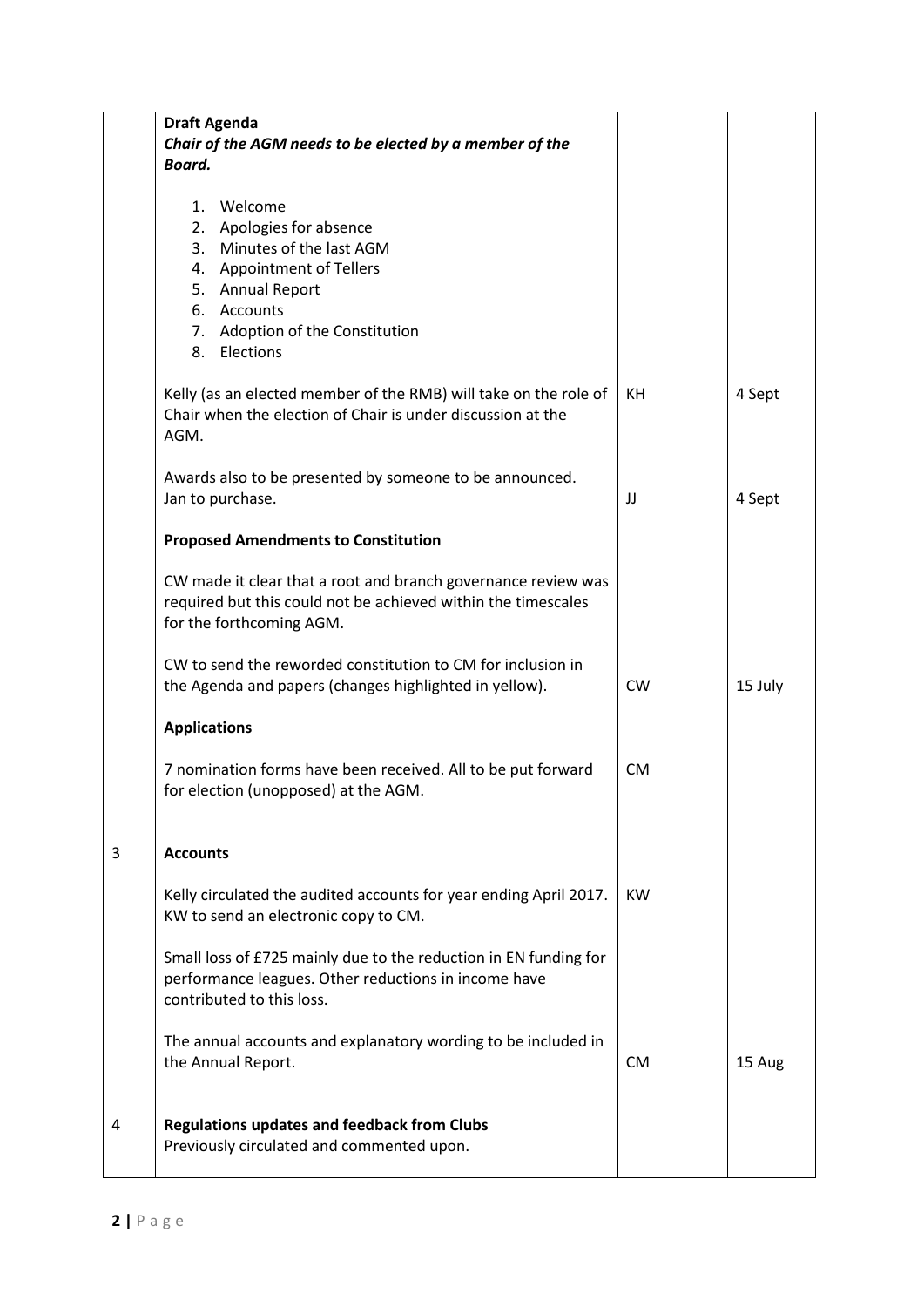| | | | |
|---|---|---|---|
| | **Draft Agenda**<br>***Chair of the AGM needs to be elected by a member of the Board.***<br><br>1. Welcome<br>2. Apologies for absence<br>3. Minutes of the last AGM<br>4. Appointment of Tellers<br>5. Annual Report<br>6. Accounts<br>7. Adoption of the Constitution<br>8. Elections | | |
| | Kelly (as an elected member of the RMB) will take on the role of Chair when the election of Chair is under discussion at the AGM. | KH | 4 Sept |
| | Awards also to be presented by someone to be announced. Jan to purchase. | JJ | 4 Sept |
| | **Proposed Amendments to Constitution** | | |
| | CW made it clear that a root and branch governance review was required but this could not be achieved within the timescales for the forthcoming AGM. | | |
| | CW to send the reworded constitution to CM for inclusion in the Agenda and papers (changes highlighted in yellow). | CW | 15 July |
| | **Applications** | | |
| | 7 nomination forms have been received. All to be put forward for election (unopposed) at the AGM. | CM | |
| 3 | **Accounts** | | |
| | Kelly circulated the audited accounts for year ending April 2017. KW to send an electronic copy to CM. | KW | |
| | Small loss of £725 mainly due to the reduction in EN funding for performance leagues. Other reductions in income have contributed to this loss. | | |
| | The annual accounts and explanatory wording to be included in the Annual Report. | CM | 15 Aug |
| 4 | **Regulations updates and feedback from Clubs**<br>Previously circulated and commented upon. | | |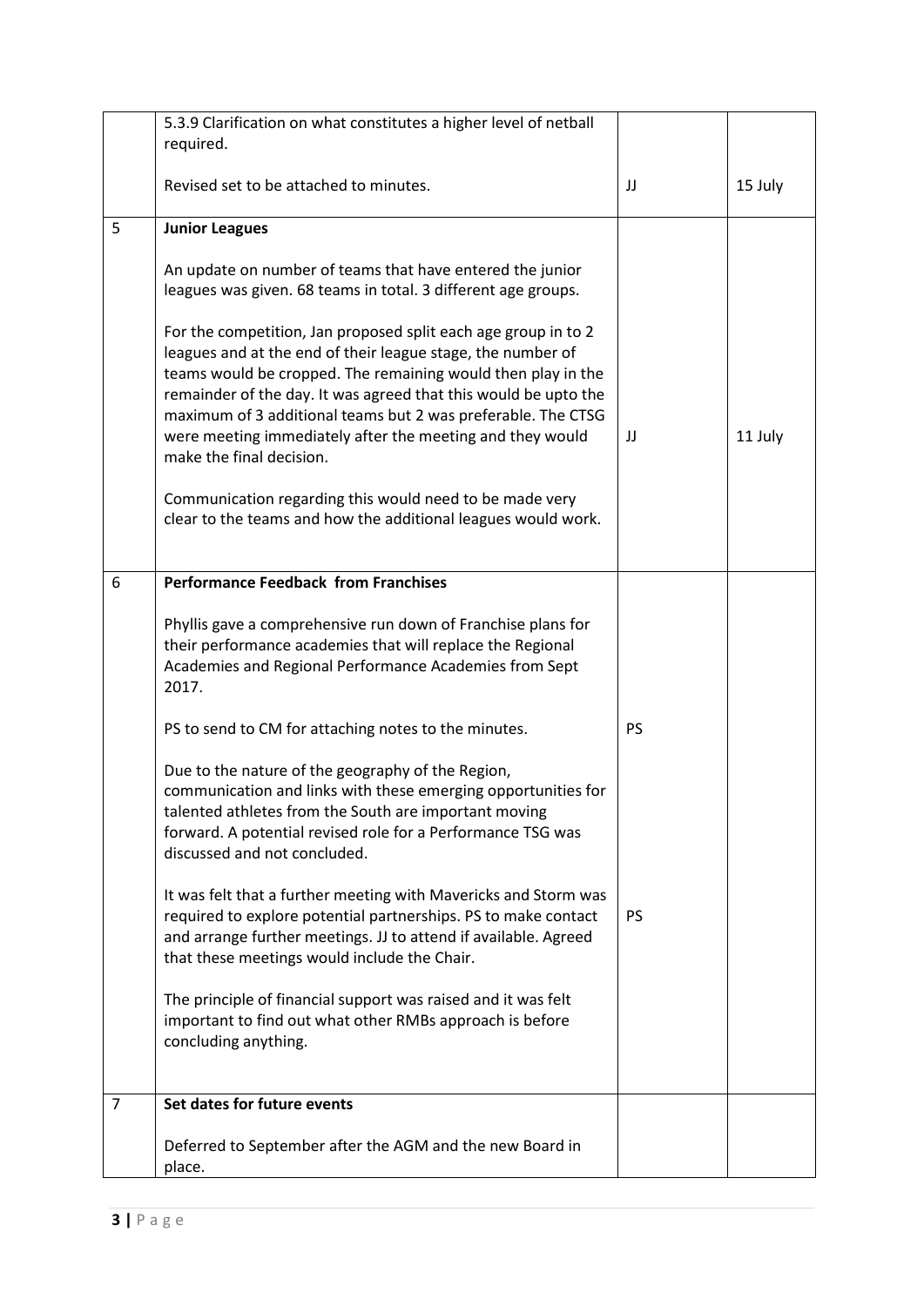| | | | |
|---|---|---|---|
| | 5.3.9 Clarification on what constitutes a higher level of netball required.<br><br>Revised set to be attached to minutes. | JJ | 15 July |
| 5 | **Junior Leagues**<br><br>An update on number of teams that have entered the junior leagues was given. 68 teams in total. 3 different age groups.<br><br>For the competition, Jan proposed split each age group in to 2 leagues and at the end of their league stage, the number of teams would be cropped. The remaining would then play in the remainder of the day. It was agreed that this would be upto the maximum of 3 additional teams but 2 was preferable. The CTSG were meeting immediately after the meeting and they would make the final decision.<br><br>Communication regarding this would need to be made very clear to the teams and how the additional leagues would work. | JJ | 11 July |
| 6 | **Performance Feedback from Franchises**<br><br>Phyllis gave a comprehensive run down of Franchise plans for their performance academies that will replace the Regional Academies and Regional Performance Academies from Sept 2017.<br><br>PS to send to CM for attaching notes to the minutes.<br><br>Due to the nature of the geography of the Region, communication and links with these emerging opportunities for talented athletes from the South are important moving forward. A potential revised role for a Performance TSG was discussed and not concluded.<br><br>It was felt that a further meeting with Mavericks and Storm was required to explore potential partnerships. PS to make contact and arrange further meetings. JJ to attend if available. Agreed that these meetings would include the Chair.<br><br>The principle of financial support was raised and it was felt important to find out what other RMBs approach is before concluding anything. | PS<br><br>PS | |
| 7 | **Set dates for future events**<br><br>Deferred to September after the AGM and the new Board in place. | | |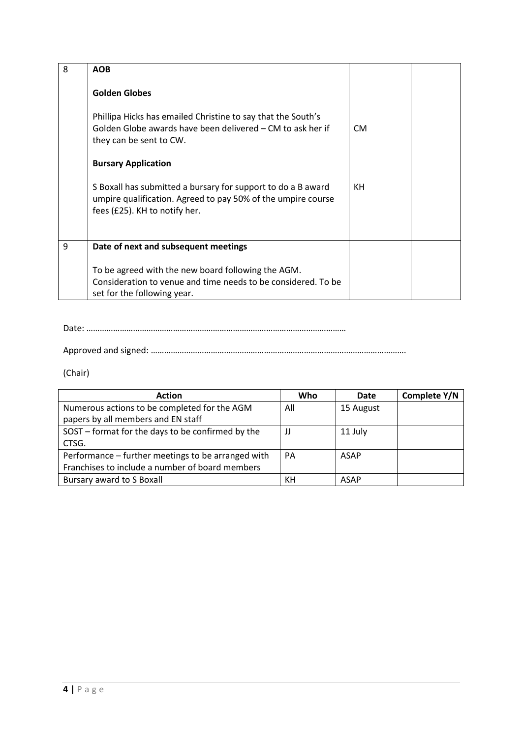| | | | |
|---|---|---|---|
| 8 | **AOB**<br><br>**Golden Globes**<br><br>Phillipa Hicks has emailed Christine to say that the South's Golden Globe awards have been delivered – CM to ask her if they can be sent to CW.<br><br>**Bursary Application**<br><br>S Boxall has submitted a bursary for support to do a B award umpire qualification. Agreed to pay 50% of the umpire course fees (£25). KH to notify her. | CM<br><br>KH | |
| 9 | **Date of next and subsequent meetings**<br><br>To be agreed with the new board following the AGM. Consideration to venue and time needs to be considered. To be set for the following year. | | |

Date: ……………………………………………………………………………………………………

Approved and signed: …………………………………………………………………………………………………….

(Chair)

| Action | Who | Date | Complete Y/N |
|---|---|---|---|
| Numerous actions to be completed for the AGM papers by all members and EN staff | All | 15 August | |
| SOST – format for the days to be confirmed by the CTSG. | JJ | 11 July | |
| Performance – further meetings to be arranged with Franchises to include a number of board members | PA | ASAP | |
| Bursary award to S Boxall | KH | ASAP | |